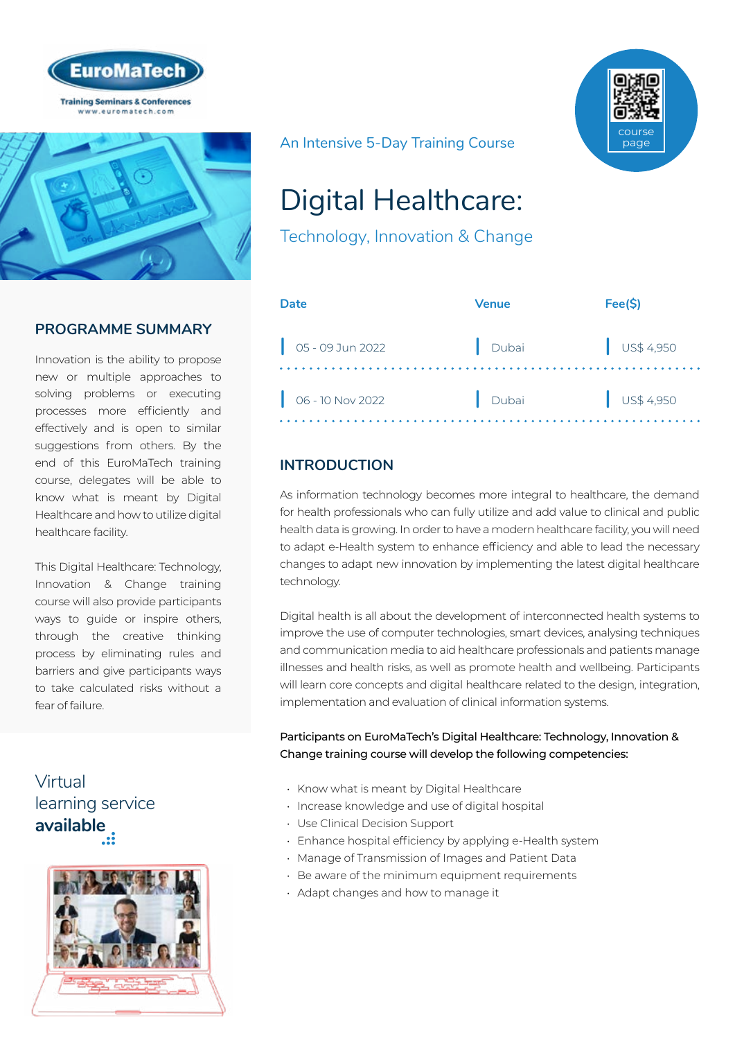EuroMaTech

Training Seminars & Conferences
www.euromatech.com

An Intensive 5-Day Training Course

course page

# Digital Healthcare:

## Technology, Innovation & Change

| Date | Venue | Fee($) |
|---|---|---|
| 05 - 09 Jun 2022 | Dubai | US$ 4,950 |
| 06 - 10 Nov 2022 | Dubai | US$ 4,950 |

## PROGRAMME SUMMARY

Innovation is the ability to propose new or multiple approaches to solving problems or executing processes more efficiently and effectively and is open to similar suggestions from others. By the end of this EuroMaTech training course, delegates will be able to know what is meant by Digital Healthcare and how to utilize digital healthcare facility.

This Digital Healthcare: Technology, Innovation & Change training course will also provide participants ways to guide or inspire others, through the creative thinking process by eliminating rules and barriers and give participants ways to take calculated risks without a fear of failure.

Virtual learning service **available**

## INTRODUCTION

As information technology becomes more integral to healthcare, the demand for health professionals who can fully utilize and add value to clinical and public health data is growing. In order to have a modern healthcare facility, you will need to adapt e-Health system to enhance efficiency and able to lead the necessary changes to adapt new innovation by implementing the latest digital healthcare technology.

Digital health is all about the development of interconnected health systems to improve the use of computer technologies, smart devices, analysing techniques and communication media to aid healthcare professionals and patients manage illnesses and health risks, as well as promote health and wellbeing. Participants will learn core concepts and digital healthcare related to the design, integration, implementation and evaluation of clinical information systems.

**Participants on EuroMaTech's Digital Healthcare: Technology, Innovation & Change training course will develop the following competencies:**

- Know what is meant by Digital Healthcare
- Increase knowledge and use of digital hospital
- Use Clinical Decision Support
- Enhance hospital efficiency by applying e-Health system
- Manage of Transmission of Images and Patient Data
- Be aware of the minimum equipment requirements
- Adapt changes and how to manage it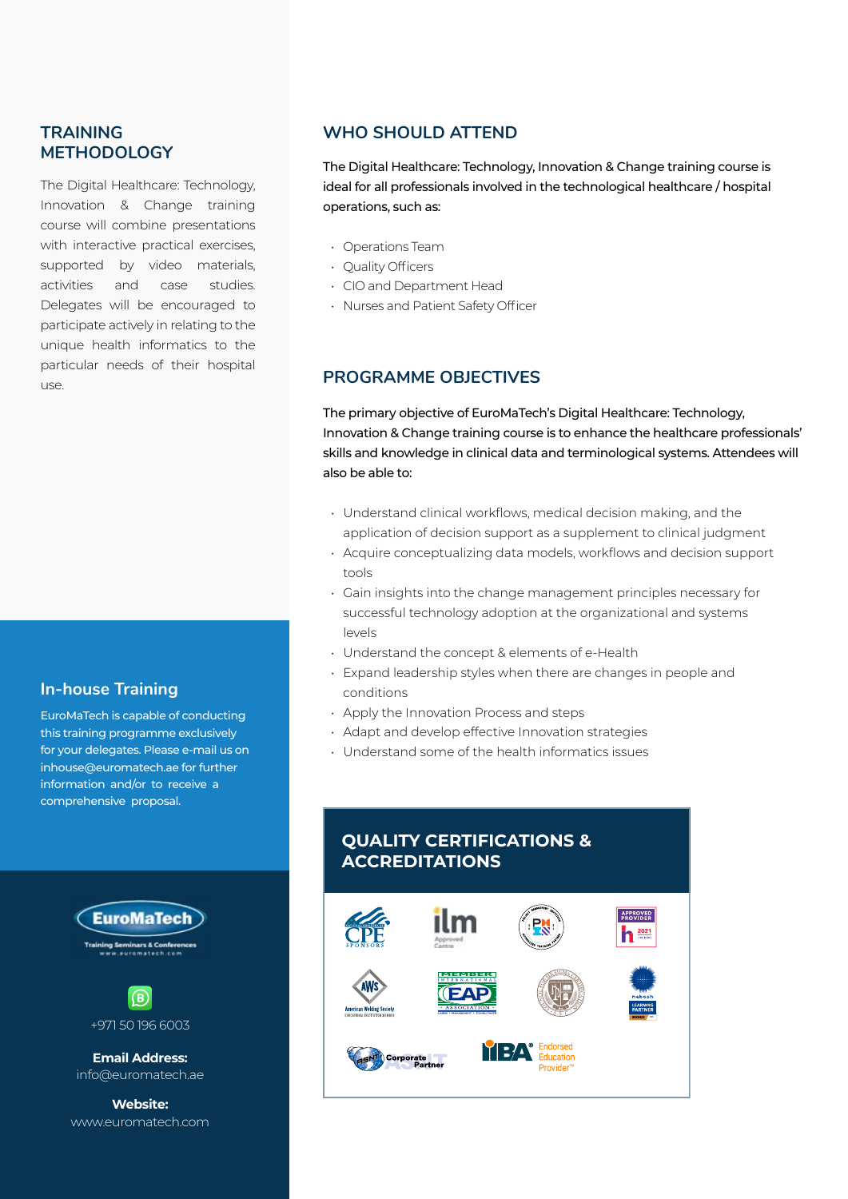## TRAINING METHODOLOGY

The Digital Healthcare: Technology, Innovation & Change training course will combine presentations with interactive practical exercises, supported by video materials, activities and case studies. Delegates will be encouraged to participate actively in relating to the unique health informatics to the particular needs of their hospital use.

## WHO SHOULD ATTEND

The Digital Healthcare: Technology, Innovation & Change training course is ideal for all professionals involved in the technological healthcare / hospital operations, such as:

- Operations Team
- Quality Officers
- CIO and Department Head
- Nurses and Patient Safety Officer

## PROGRAMME OBJECTIVES

The primary objective of EuroMaTech's Digital Healthcare: Technology, Innovation & Change training course is to enhance the healthcare professionals' skills and knowledge in clinical data and terminological systems. Attendees will also be able to:

- Understand clinical workflows, medical decision making, and the application of decision support as a supplement to clinical judgment
- Acquire conceptualizing data models, workflows and decision support tools
- Gain insights into the change management principles necessary for successful technology adoption at the organizational and systems levels
- Understand the concept & elements of e-Health
- Expand leadership styles when there are changes in people and conditions
- Apply the Innovation Process and steps
- Adapt and develop effective Innovation strategies
- Understand some of the health informatics issues

## In-house Training

EuroMaTech is capable of conducting this training programme exclusively for your delegates. Please e-mail us on inhouse@euromatech.ae for further information and/or to receive a comprehensive proposal.

## QUALITY CERTIFICATIONS & ACCREDITATIONS

EuroMaTech
Training Seminars & Conferences
www.euromatech.com

+971 50 196 6003

**Email Address:**
info@euromatech.ae

**Website:**
www.euromatech.com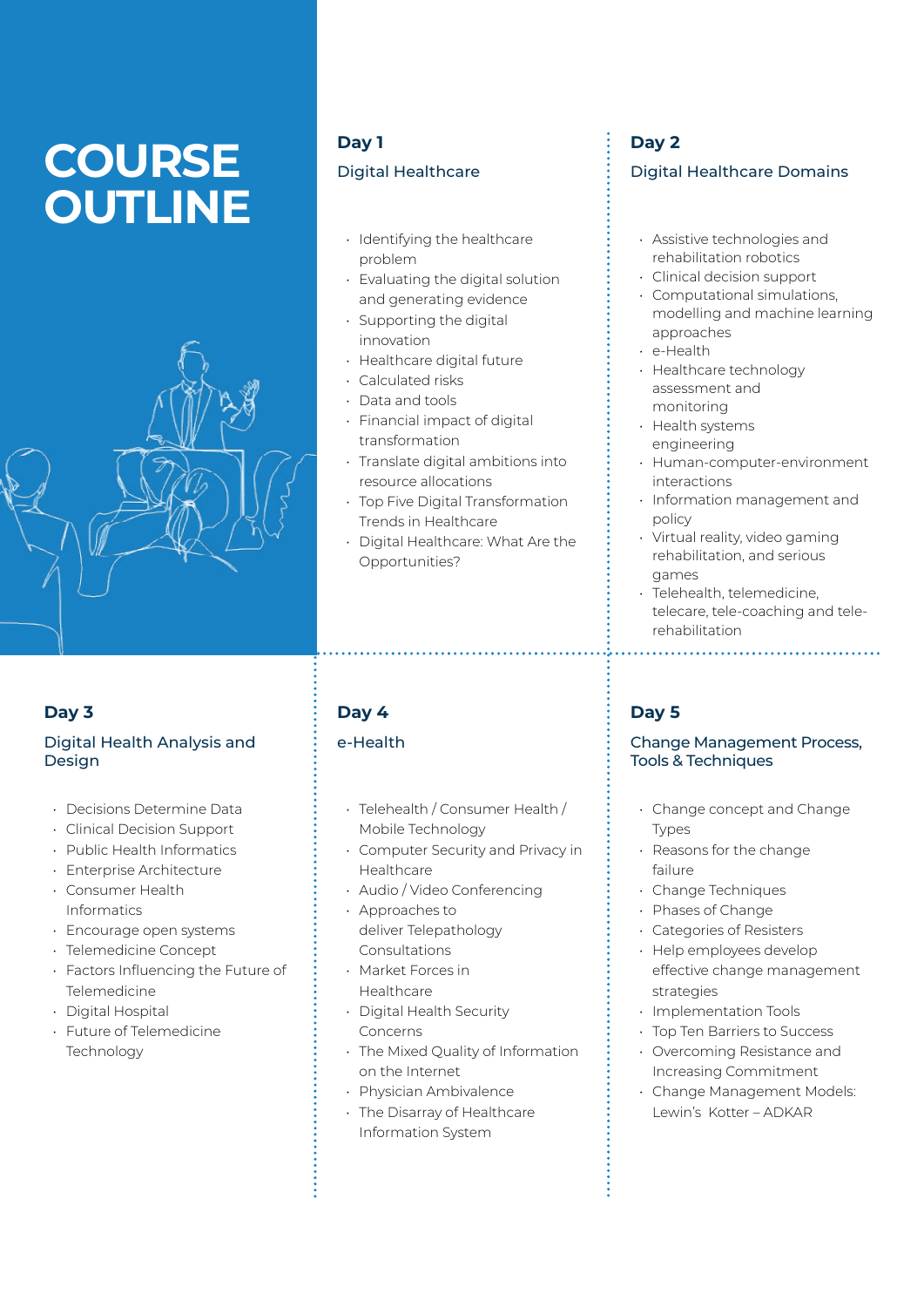# COURSE OUTLINE

## Day 1

### Digital Healthcare

- Identifying the healthcare problem
- Evaluating the digital solution and generating evidence
- Supporting the digital innovation
- Healthcare digital future
- Calculated risks
- Data and tools
- Financial impact of digital transformation
- Translate digital ambitions into resource allocations
- Top Five Digital Transformation Trends in Healthcare
- Digital Healthcare: What Are the Opportunities?

## Day 2

### Digital Healthcare Domains

- Assistive technologies and rehabilitation robotics
- Clinical decision support
- Computational simulations, modelling and machine learning approaches
- e-Health
- Healthcare technology assessment and monitoring
- Health systems engineering
- Human-computer-environment interactions
- Information management and policy
- Virtual reality, video gaming rehabilitation, and serious games
- Telehealth, telemedicine, telecare, tele-coaching and tele-rehabilitation

## Day 3

### Digital Health Analysis and Design

- Decisions Determine Data
- Clinical Decision Support
- Public Health Informatics
- Enterprise Architecture
- Consumer Health Informatics
- Encourage open systems
- Telemedicine Concept
- Factors Influencing the Future of Telemedicine
- Digital Hospital
- Future of Telemedicine Technology

## Day 4

### e-Health

- Telehealth / Consumer Health / Mobile Technology
- Computer Security and Privacy in Healthcare
- Audio / Video Conferencing
- Approaches to deliver Telepathology Consultations
- Market Forces in Healthcare
- Digital Health Security Concerns
- The Mixed Quality of Information on the Internet
- Physician Ambivalence
- The Disarray of Healthcare Information System

## Day 5

### Change Management Process, Tools & Techniques

- Change concept and Change Types
- Reasons for the change failure
- Change Techniques
- Phases of Change
- Categories of Resisters
- Help employees develop effective change management strategies
- Implementation Tools
- Top Ten Barriers to Success
- Overcoming Resistance and Increasing Commitment
- Change Management Models: Lewin's Kotter – ADKAR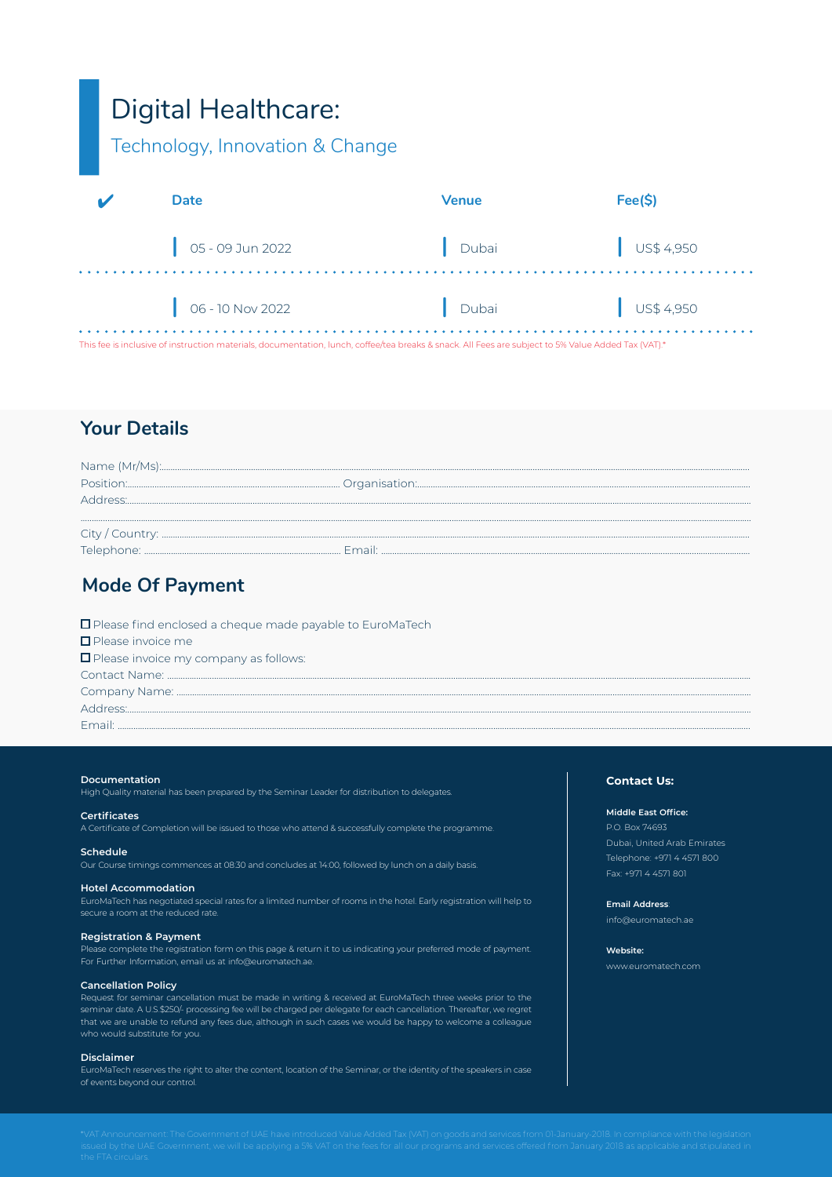# Digital Healthcare:

## Technology, Innovation & Change

| ✔ | Date | Venue | Fee($) |
|---|---|---|---|
| | 05 - 09 Jun 2022 | Dubai | US$ 4,950 |
| | 06 - 10 Nov 2022 | Dubai | US$ 4,950 |

This fee is inclusive of instruction materials, documentation, lunch, coffee/tea breaks & snack. All Fees are subject to 5% Value Added Tax (VAT).*

## Your Details

Name (Mr/Ms):........................................................................

Position:........................................ Organisation:........................................

Address:........................................................................

........................................................................

City / Country: ........................................................................

Telephone: ........................................ Email: ........................................

## Mode Of Payment

- ☐ Please find enclosed a cheque made payable to EuroMaTech
- ☐ Please invoice me
- ☐ Please invoice my company as follows:

Contact Name: ........................................................................

Company Name: ........................................................................

Address:........................................................................

Email: ........................................................................

**Documentation**
High Quality material has been prepared by the Seminar Leader for distribution to delegates.

**Certificates**
A Certificate of Completion will be issued to those who attend & successfully complete the programme.

**Schedule**
Our Course timings commences at 08:30 and concludes at 14:00, followed by lunch on a daily basis.

**Hotel Accommodation**
EuroMaTech has negotiated special rates for a limited number of rooms in the hotel. Early registration will help to secure a room at the reduced rate.

**Registration & Payment**
Please complete the registration form on this page & return it to us indicating your preferred mode of payment. For Further Information, email us at info@euromatech.ae.

**Cancellation Policy**
Request for seminar cancellation must be made in writing & received at EuroMaTech three weeks prior to the seminar date. A U.S.$250/- processing fee will be charged per delegate for each cancellation. Thereafter, we regret that we are unable to refund any fees due, although in such cases we would be happy to welcome a colleague who would substitute for you.

**Disclaimer**
EuroMaTech reserves the right to alter the content, location of the Seminar, or the identity of the speakers in case of events beyond our control.

**Contact Us:**

**Middle East Office:**
P.O. Box 74693
Dubai, United Arab Emirates
Telephone: +971 4 4571 800
Fax: +971 4 4571 801

**Email Address**:
info@euromatech.ae

**Website:**
www.euromatech.com

*VAT Announcement: The Government of UAE have introduced Value Added Tax (VAT) on goods and services from 01-January-2018. In compliance with the legislation issued by the UAE Government, we will be applying a 5% VAT on the fees for all our programs and services offered from January 2018 as applicable and stipulated in the FTA circulars.